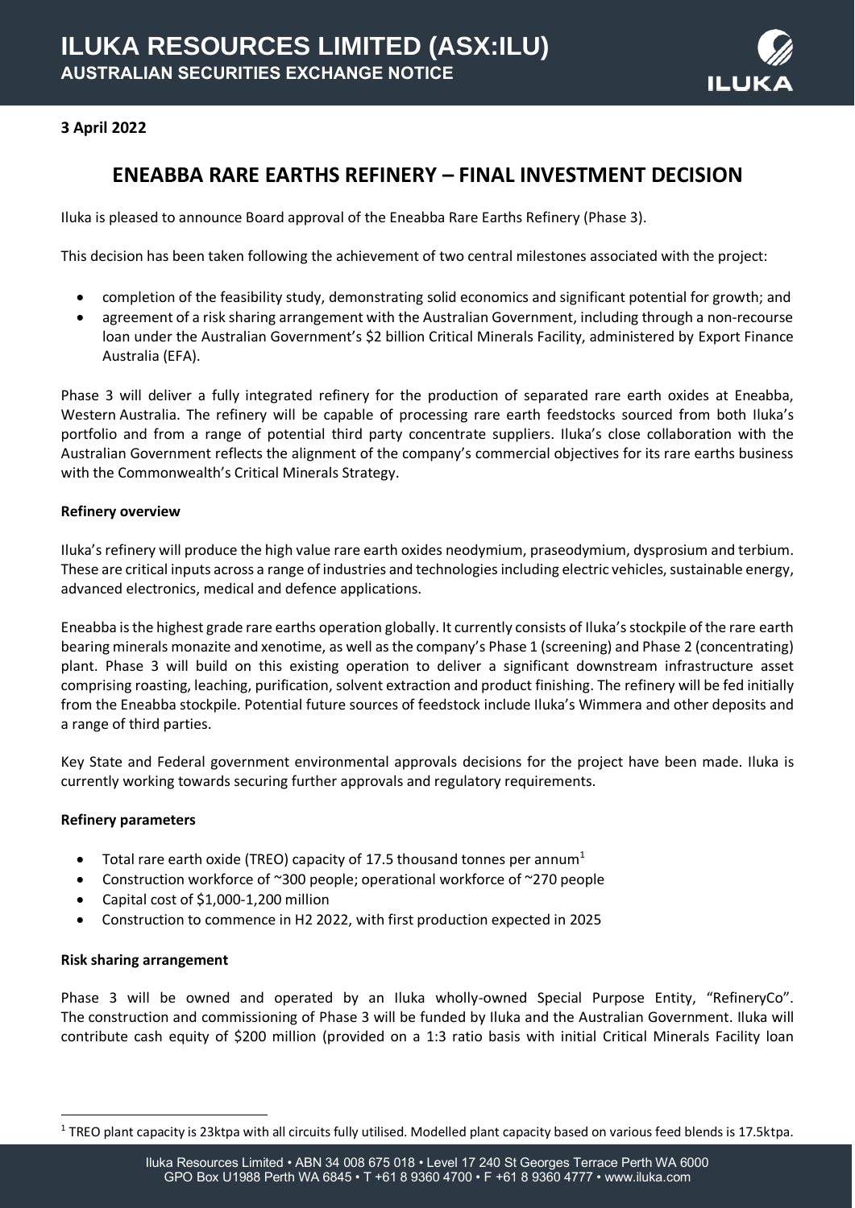# ILUKA RESOURCES LIMITED (ASX:ILU)

## AUSTRALIAN SECURITIES EXCHANGE NOTICE

**3 April 2022**

## ENEABBA RARE EARTHS REFINERY – FINAL INVESTMENT DECISION

Iluka is pleased to announce Board approval of the Eneabba Rare Earths Refinery (Phase 3).

This decision has been taken following the achievement of two central milestones associated with the project:

- completion of the feasibility study, demonstrating solid economics and significant potential for growth; and
- agreement of a risk sharing arrangement with the Australian Government, including through a non-recourse loan under the Australian Government's $2 billion Critical Minerals Facility, administered by Export Finance Australia (EFA).

Phase 3 will deliver a fully integrated refinery for the production of separated rare earth oxides at Eneabba, Western Australia. The refinery will be capable of processing rare earth feedstocks sourced from both Iluka's portfolio and from a range of potential third party concentrate suppliers. Iluka's close collaboration with the Australian Government reflects the alignment of the company's commercial objectives for its rare earths business with the Commonwealth's Critical Minerals Strategy.

**Refinery overview**

Iluka's refinery will produce the high value rare earth oxides neodymium, praseodymium, dysprosium and terbium. These are critical inputs across a range of industries and technologies including electric vehicles, sustainable energy, advanced electronics, medical and defence applications.

Eneabba is the highest grade rare earths operation globally. It currently consists of Iluka's stockpile of the rare earth bearing minerals monazite and xenotime, as well as the company's Phase 1 (screening) and Phase 2 (concentrating) plant. Phase 3 will build on this existing operation to deliver a significant downstream infrastructure asset comprising roasting, leaching, purification, solvent extraction and product finishing. The refinery will be fed initially from the Eneabba stockpile. Potential future sources of feedstock include Iluka's Wimmera and other deposits and a range of third parties.

Key State and Federal government environmental approvals decisions for the project have been made. Iluka is currently working towards securing further approvals and regulatory requirements.

**Refinery parameters**

- Total rare earth oxide (TREO) capacity of 17.5 thousand tonnes per annum[1]
- Construction workforce of ~300 people; operational workforce of ~270 people
- Capital cost of $1,000-1,200 million
- Construction to commence in H2 2022, with first production expected in 2025

**Risk sharing arrangement**

Phase 3 will be owned and operated by an Iluka wholly-owned Special Purpose Entity, "RefineryCo". The construction and commissioning of Phase 3 will be funded by Iluka and the Australian Government. Iluka will contribute cash equity of $200 million (provided on a 1:3 ratio basis with initial Critical Minerals Facility loan

[1] TREO plant capacity is 23ktpa with all circuits fully utilised. Modelled plant capacity based on various feed blends is 17.5ktpa.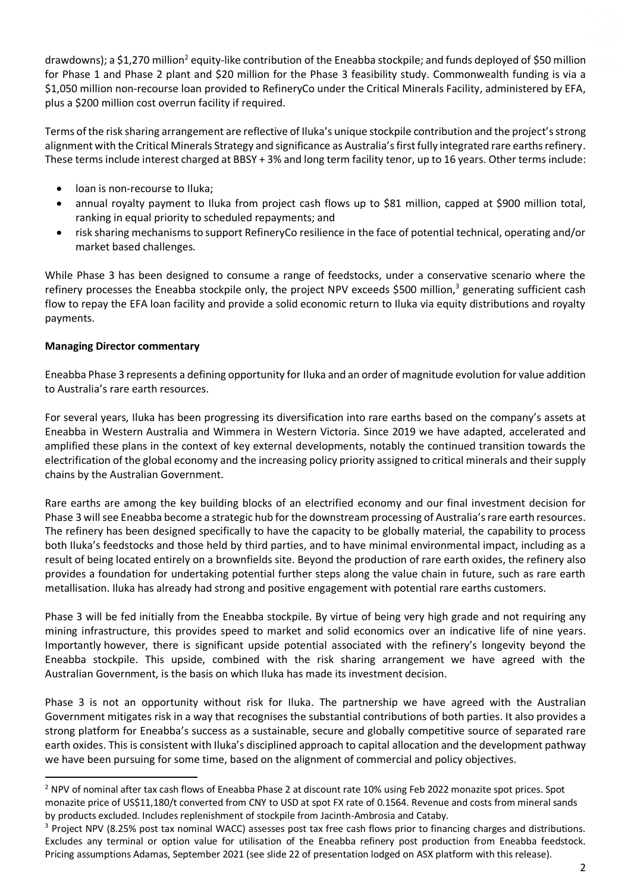drawdowns); a $1,270 million[2] equity-like contribution of the Eneabba stockpile; and funds deployed of $50 million for Phase 1 and Phase 2 plant and $20 million for the Phase 3 feasibility study. Commonwealth funding is via a $1,050 million non-recourse loan provided to RefineryCo under the Critical Minerals Facility, administered by EFA, plus a $200 million cost overrun facility if required.

Terms of the risk sharing arrangement are reflective of Iluka's unique stockpile contribution and the project's strong alignment with the Critical Minerals Strategy and significance as Australia's first fully integrated rare earths refinery. These terms include interest charged at BBSY + 3% and long term facility tenor, up to 16 years. Other terms include:

- loan is non-recourse to Iluka;
- annual royalty payment to Iluka from project cash flows up to $81 million, capped at $900 million total, ranking in equal priority to scheduled repayments; and
- risk sharing mechanisms to support RefineryCo resilience in the face of potential technical, operating and/or market based challenges.

While Phase 3 has been designed to consume a range of feedstocks, under a conservative scenario where the refinery processes the Eneabba stockpile only, the project NPV exceeds $500 million,[3] generating sufficient cash flow to repay the EFA loan facility and provide a solid economic return to Iluka via equity distributions and royalty payments.

**Managing Director commentary**

Eneabba Phase 3 represents a defining opportunity for Iluka and an order of magnitude evolution for value addition to Australia's rare earth resources.

For several years, Iluka has been progressing its diversification into rare earths based on the company's assets at Eneabba in Western Australia and Wimmera in Western Victoria. Since 2019 we have adapted, accelerated and amplified these plans in the context of key external developments, notably the continued transition towards the electrification of the global economy and the increasing policy priority assigned to critical minerals and their supply chains by the Australian Government.

Rare earths are among the key building blocks of an electrified economy and our final investment decision for Phase 3 will see Eneabba become a strategic hub for the downstream processing of Australia's rare earth resources. The refinery has been designed specifically to have the capacity to be globally material, the capability to process both Iluka's feedstocks and those held by third parties, and to have minimal environmental impact, including as a result of being located entirely on a brownfields site. Beyond the production of rare earth oxides, the refinery also provides a foundation for undertaking potential further steps along the value chain in future, such as rare earth metallisation. Iluka has already had strong and positive engagement with potential rare earths customers.

Phase 3 will be fed initially from the Eneabba stockpile. By virtue of being very high grade and not requiring any mining infrastructure, this provides speed to market and solid economics over an indicative life of nine years. Importantly however, there is significant upside potential associated with the refinery's longevity beyond the Eneabba stockpile. This upside, combined with the risk sharing arrangement we have agreed with the Australian Government, is the basis on which Iluka has made its investment decision.

Phase 3 is not an opportunity without risk for Iluka. The partnership we have agreed with the Australian Government mitigates risk in a way that recognises the substantial contributions of both parties. It also provides a strong platform for Eneabba's success as a sustainable, secure and globally competitive source of separated rare earth oxides. This is consistent with Iluka's disciplined approach to capital allocation and the development pathway we have been pursuing for some time, based on the alignment of commercial and policy objectives.

---

[2] NPV of nominal after tax cash flows of Eneabba Phase 2 at discount rate 10% using Feb 2022 monazite spot prices. Spot monazite price of US$11,180/t converted from CNY to USD at spot FX rate of 0.1564. Revenue and costs from mineral sands by products excluded. Includes replenishment of stockpile from Jacinth-Ambrosia and Cataby.

[3] Project NPV (8.25% post tax nominal WACC) assesses post tax free cash flows prior to financing charges and distributions. Excludes any terminal or option value for utilisation of the Eneabba refinery post production from Eneabba feedstock. Pricing assumptions Adamas, September 2021 (see slide 22 of presentation lodged on ASX platform with this release).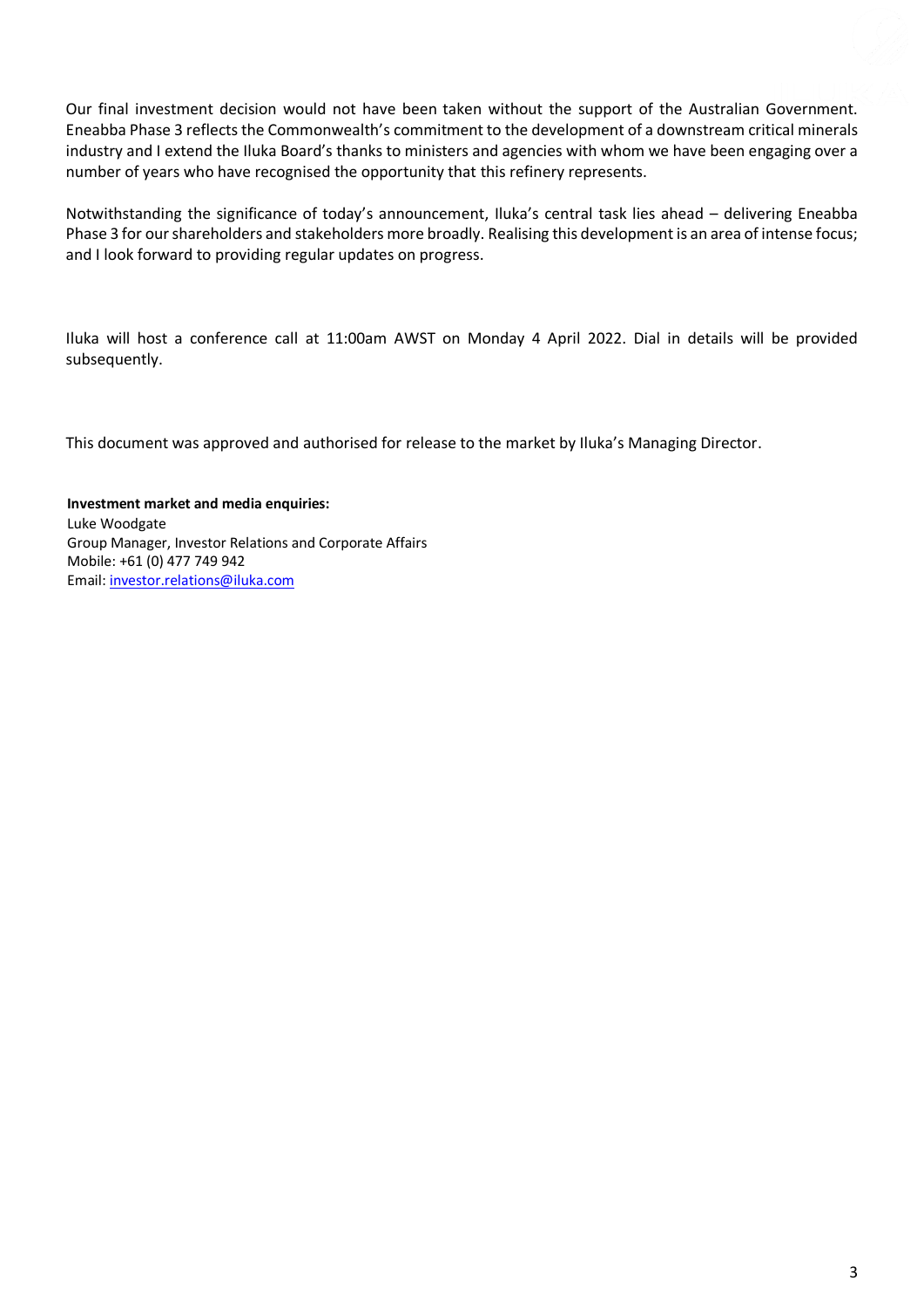Our final investment decision would not have been taken without the support of the Australian Government. Eneabba Phase 3 reflects the Commonwealth's commitment to the development of a downstream critical minerals industry and I extend the Iluka Board's thanks to ministers and agencies with whom we have been engaging over a number of years who have recognised the opportunity that this refinery represents.

Notwithstanding the significance of today's announcement, Iluka's central task lies ahead – delivering Eneabba Phase 3 for our shareholders and stakeholders more broadly. Realising this development is an area of intense focus; and I look forward to providing regular updates on progress.

Iluka will host a conference call at 11:00am AWST on Monday 4 April 2022. Dial in details will be provided subsequently.

This document was approved and authorised for release to the market by Iluka's Managing Director.

**Investment market and media enquiries:**
Luke Woodgate
Group Manager, Investor Relations and Corporate Affairs
Mobile: +61 (0) 477 749 942
Email: investor.relations@iluka.com